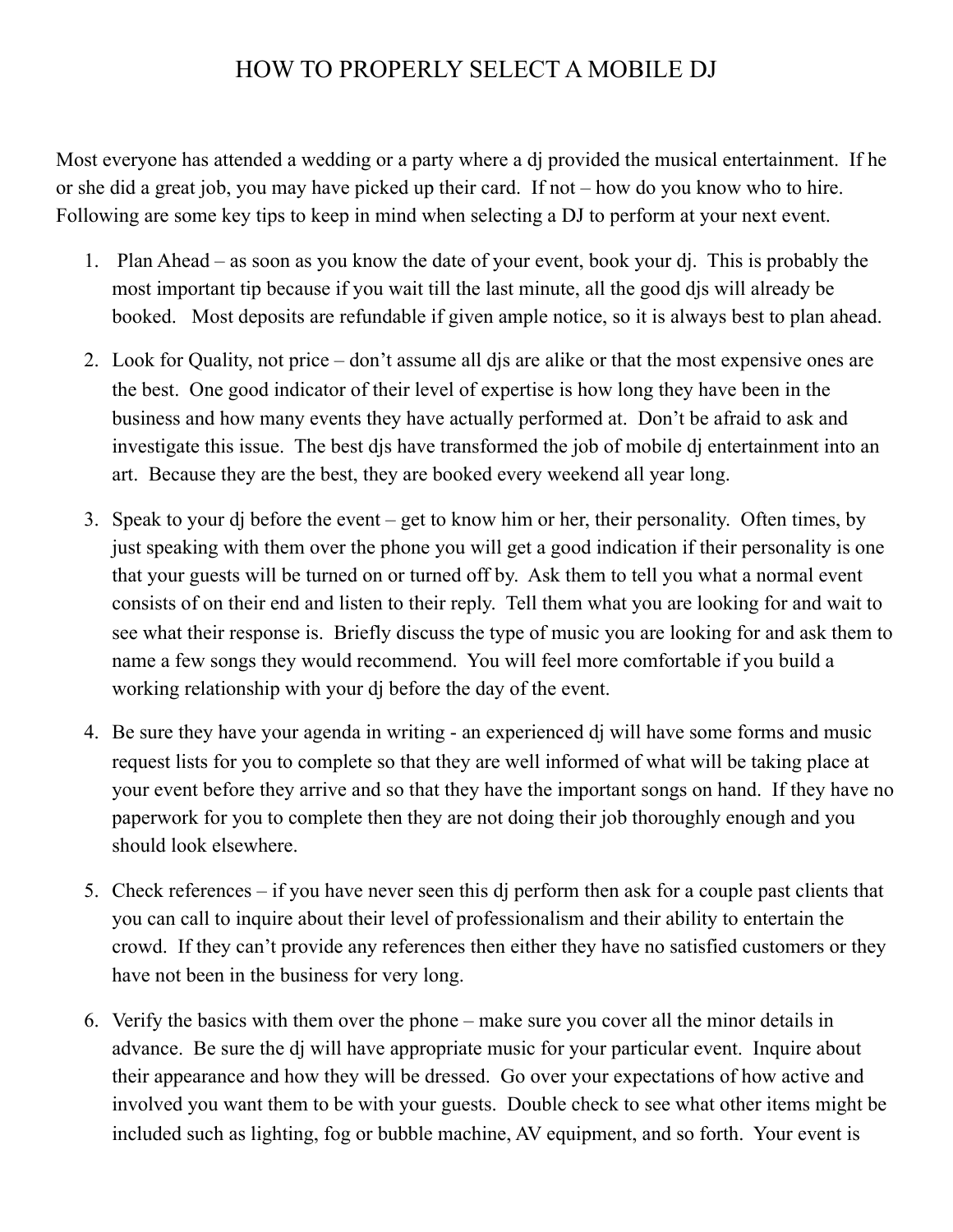# HOW TO PROPERLY SELECT A MOBILE DJ

Most everyone has attended a wedding or a party where a dj provided the musical entertainment. If he or she did a great job, you may have picked up their card. If not – how do you know who to hire. Following are some key tips to keep in mind when selecting a DJ to perform at your next event.

1. Plan Ahead – as soon as you know the date of your event, book your dj. This is probably the most important tip because if you wait till the last minute, all the good djs will already be booked. Most deposits are refundable if given ample notice, so it is always best to plan ahead.

2. Look for Quality, not price – don't assume all djs are alike or that the most expensive ones are the best. One good indicator of their level of expertise is how long they have been in the business and how many events they have actually performed at. Don't be afraid to ask and investigate this issue. The best djs have transformed the job of mobile dj entertainment into an art. Because they are the best, they are booked every weekend all year long.

3. Speak to your dj before the event – get to know him or her, their personality. Often times, by just speaking with them over the phone you will get a good indication if their personality is one that your guests will be turned on or turned off by. Ask them to tell you what a normal event consists of on their end and listen to their reply. Tell them what you are looking for and wait to see what their response is. Briefly discuss the type of music you are looking for and ask them to name a few songs they would recommend. You will feel more comfortable if you build a working relationship with your dj before the day of the event.

4. Be sure they have your agenda in writing - an experienced dj will have some forms and music request lists for you to complete so that they are well informed of what will be taking place at your event before they arrive and so that they have the important songs on hand. If they have no paperwork for you to complete then they are not doing their job thoroughly enough and you should look elsewhere.

5. Check references – if you have never seen this dj perform then ask for a couple past clients that you can call to inquire about their level of professionalism and their ability to entertain the crowd. If they can't provide any references then either they have no satisfied customers or they have not been in the business for very long.

6. Verify the basics with them over the phone – make sure you cover all the minor details in advance. Be sure the dj will have appropriate music for your particular event. Inquire about their appearance and how they will be dressed. Go over your expectations of how active and involved you want them to be with your guests. Double check to see what other items might be included such as lighting, fog or bubble machine, AV equipment, and so forth. Your event is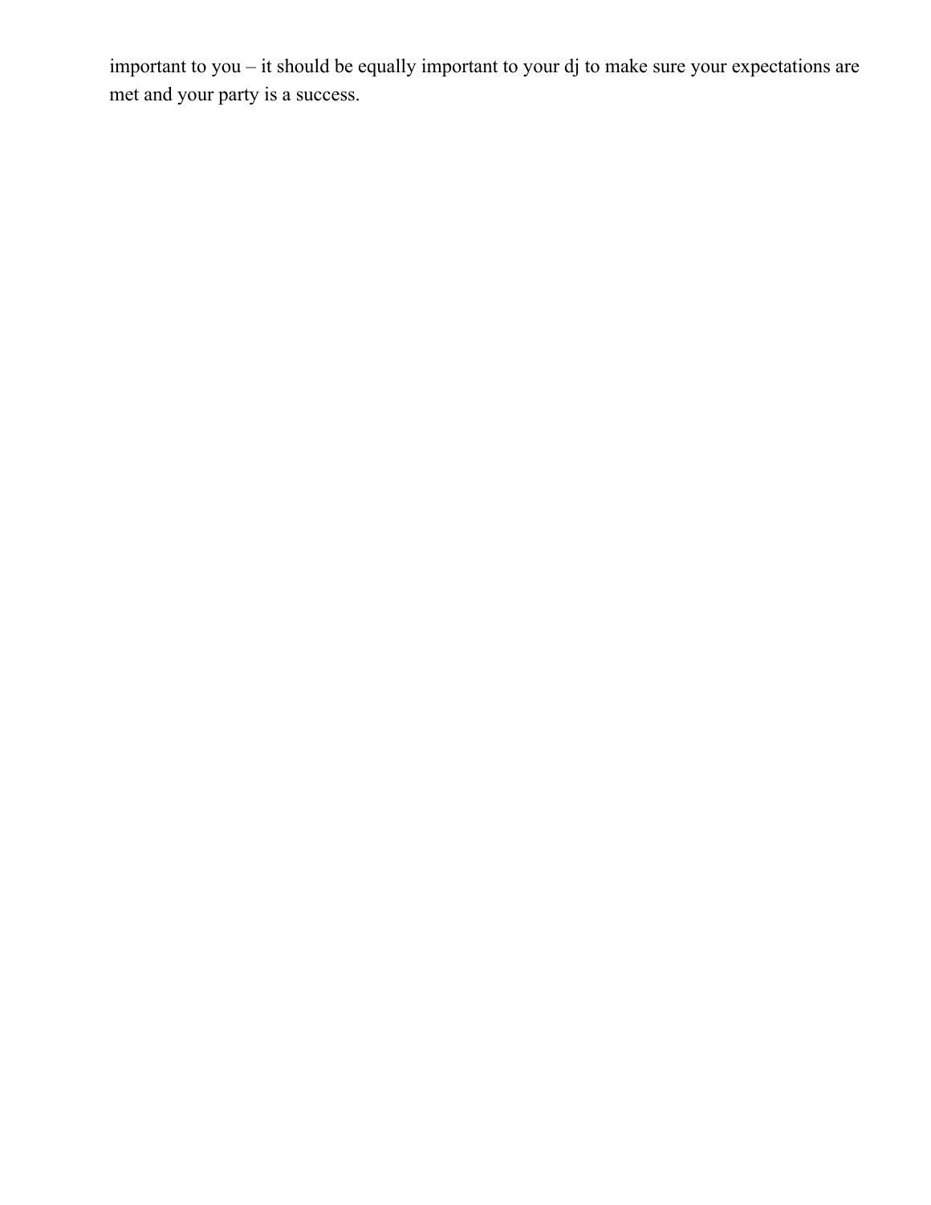important to you – it should be equally important to your dj to make sure your expectations are met and your party is a success.